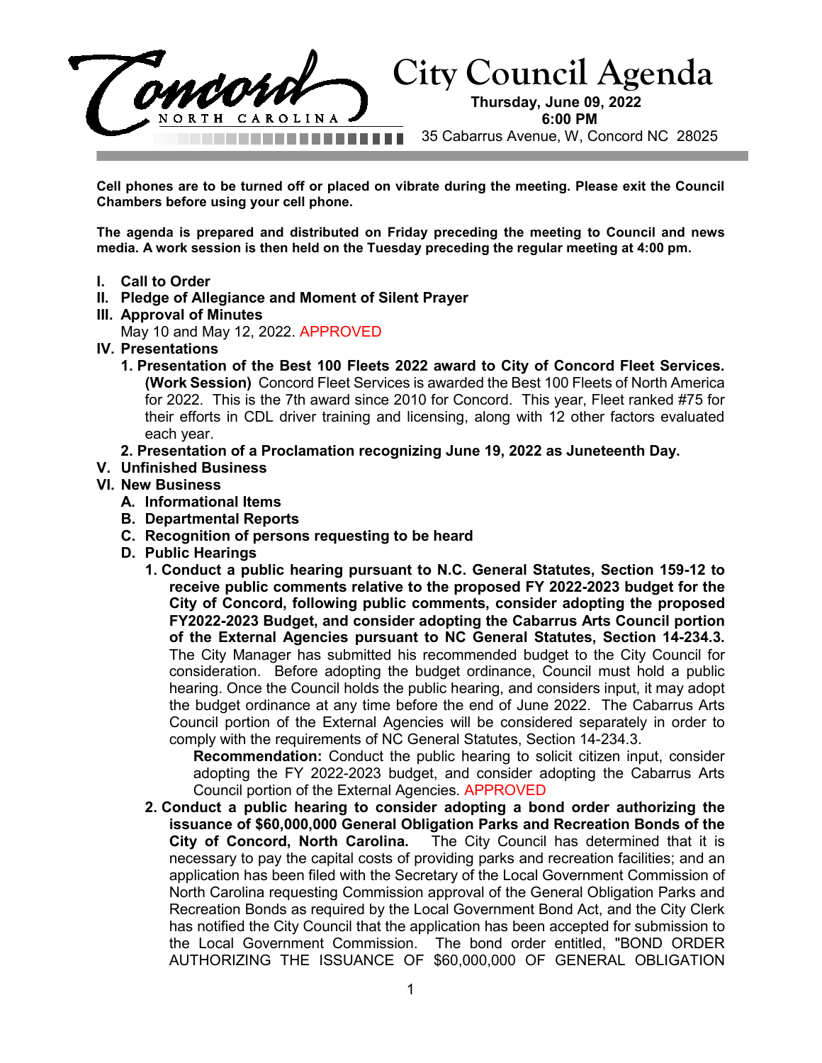# City Council Agenda

**Thursday, June 09, 2022**
**6:00 PM**
35 Cabarrus Avenue, W, Concord NC 28025

Concord NORTH CAROLINA

**Cell phones are to be turned off or placed on vibrate during the meeting. Please exit the Council Chambers before using your cell phone.**

**The agenda is prepared and distributed on Friday preceding the meeting to Council and news media. A work session is then held on the Tuesday preceding the regular meeting at 4:00 pm.**

**I. Call to Order**

**II. Pledge of Allegiance and Moment of Silent Prayer**

**III. Approval of Minutes**

May 10 and May 12, 2022. APPROVED

**IV. Presentations**

1. **Presentation of the Best 100 Fleets 2022 award to City of Concord Fleet Services. (Work Session)** Concord Fleet Services is awarded the Best 100 Fleets of North America for 2022. This is the 7th award since 2010 for Concord. This year, Fleet ranked #75 for their efforts in CDL driver training and licensing, along with 12 other factors evaluated each year.

2. **Presentation of a Proclamation recognizing June 19, 2022 as Juneteenth Day.**

**V. Unfinished Business**

**VI. New Business**

**A. Informational Items**

**B. Departmental Reports**

**C. Recognition of persons requesting to be heard**

**D. Public Hearings**

1. **Conduct a public hearing pursuant to N.C. General Statutes, Section 159-12 to receive public comments relative to the proposed FY 2022-2023 budget for the City of Concord, following public comments, consider adopting the proposed FY2022-2023 Budget, and consider adopting the Cabarrus Arts Council portion of the External Agencies pursuant to NC General Statutes, Section 14-234.3.** The City Manager has submitted his recommended budget to the City Council for consideration. Before adopting the budget ordinance, Council must hold a public hearing. Once the Council holds the public hearing, and considers input, it may adopt the budget ordinance at any time before the end of June 2022. The Cabarrus Arts Council portion of the External Agencies will be considered separately in order to comply with the requirements of NC General Statutes, Section 14-234.3.

   **Recommendation:** Conduct the public hearing to solicit citizen input, consider adopting the FY 2022-2023 budget, and consider adopting the Cabarrus Arts Council portion of the External Agencies. APPROVED

2. **Conduct a public hearing to consider adopting a bond order authorizing the issuance of $60,000,000 General Obligation Parks and Recreation Bonds of the City of Concord, North Carolina.** The City Council has determined that it is necessary to pay the capital costs of providing parks and recreation facilities; and an application has been filed with the Secretary of the Local Government Commission of North Carolina requesting Commission approval of the General Obligation Parks and Recreation Bonds as required by the Local Government Bond Act, and the City Clerk has notified the City Council that the application has been accepted for submission to the Local Government Commission. The bond order entitled, "BOND ORDER AUTHORIZING THE ISSUANCE OF $60,000,000 OF GENERAL OBLIGATION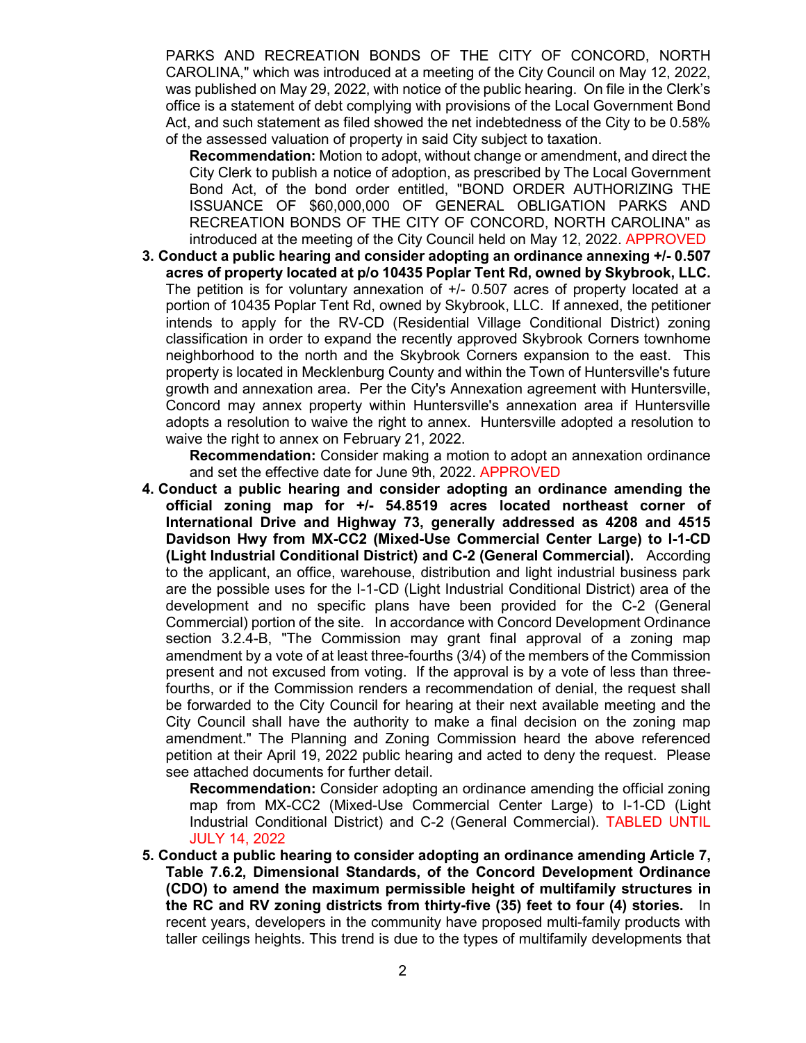PARKS AND RECREATION BONDS OF THE CITY OF CONCORD, NORTH CAROLINA," which was introduced at a meeting of the City Council on May 12, 2022, was published on May 29, 2022, with notice of the public hearing. On file in the Clerk's office is a statement of debt complying with provisions of the Local Government Bond Act, and such statement as filed showed the net indebtedness of the City to be 0.58% of the assessed valuation of property in said City subject to taxation.

**Recommendation:** Motion to adopt, without change or amendment, and direct the City Clerk to publish a notice of adoption, as prescribed by The Local Government Bond Act, of the bond order entitled, "BOND ORDER AUTHORIZING THE ISSUANCE OF $60,000,000 OF GENERAL OBLIGATION PARKS AND RECREATION BONDS OF THE CITY OF CONCORD, NORTH CAROLINA" as introduced at the meeting of the City Council held on May 12, 2022. APPROVED

3. **Conduct a public hearing and consider adopting an ordinance annexing +/- 0.507 acres of property located at p/o 10435 Poplar Tent Rd, owned by Skybrook, LLC.** The petition is for voluntary annexation of +/- 0.507 acres of property located at a portion of 10435 Poplar Tent Rd, owned by Skybrook, LLC. If annexed, the petitioner intends to apply for the RV-CD (Residential Village Conditional District) zoning classification in order to expand the recently approved Skybrook Corners townhome neighborhood to the north and the Skybrook Corners expansion to the east. This property is located in Mecklenburg County and within the Town of Huntersville's future growth and annexation area. Per the City's Annexation agreement with Huntersville, Concord may annex property within Huntersville's annexation area if Huntersville adopts a resolution to waive the right to annex. Huntersville adopted a resolution to waive the right to annex on February 21, 2022.

   **Recommendation:** Consider making a motion to adopt an annexation ordinance and set the effective date for June 9th, 2022. APPROVED

4. **Conduct a public hearing and consider adopting an ordinance amending the official zoning map for +/- 54.8519 acres located northeast corner of International Drive and Highway 73, generally addressed as 4208 and 4515 Davidson Hwy from MX-CC2 (Mixed-Use Commercial Center Large) to I-1-CD (Light Industrial Conditional District) and C-2 (General Commercial).** According to the applicant, an office, warehouse, distribution and light industrial business park are the possible uses for the I-1-CD (Light Industrial Conditional District) area of the development and no specific plans have been provided for the C-2 (General Commercial) portion of the site. In accordance with Concord Development Ordinance section 3.2.4-B, "The Commission may grant final approval of a zoning map amendment by a vote of at least three-fourths (3/4) of the members of the Commission present and not excused from voting. If the approval is by a vote of less than three-fourths, or if the Commission renders a recommendation of denial, the request shall be forwarded to the City Council for hearing at their next available meeting and the City Council shall have the authority to make a final decision on the zoning map amendment." The Planning and Zoning Commission heard the above referenced petition at their April 19, 2022 public hearing and acted to deny the request. Please see attached documents for further detail.

   **Recommendation:** Consider adopting an ordinance amending the official zoning map from MX-CC2 (Mixed-Use Commercial Center Large) to I-1-CD (Light Industrial Conditional District) and C-2 (General Commercial). TABLED UNTIL JULY 14, 2022

5. **Conduct a public hearing to consider adopting an ordinance amending Article 7, Table 7.6.2, Dimensional Standards, of the Concord Development Ordinance (CDO) to amend the maximum permissible height of multifamily structures in the RC and RV zoning districts from thirty-five (35) feet to four (4) stories.** In recent years, developers in the community have proposed multi-family products with taller ceilings heights. This trend is due to the types of multifamily developments that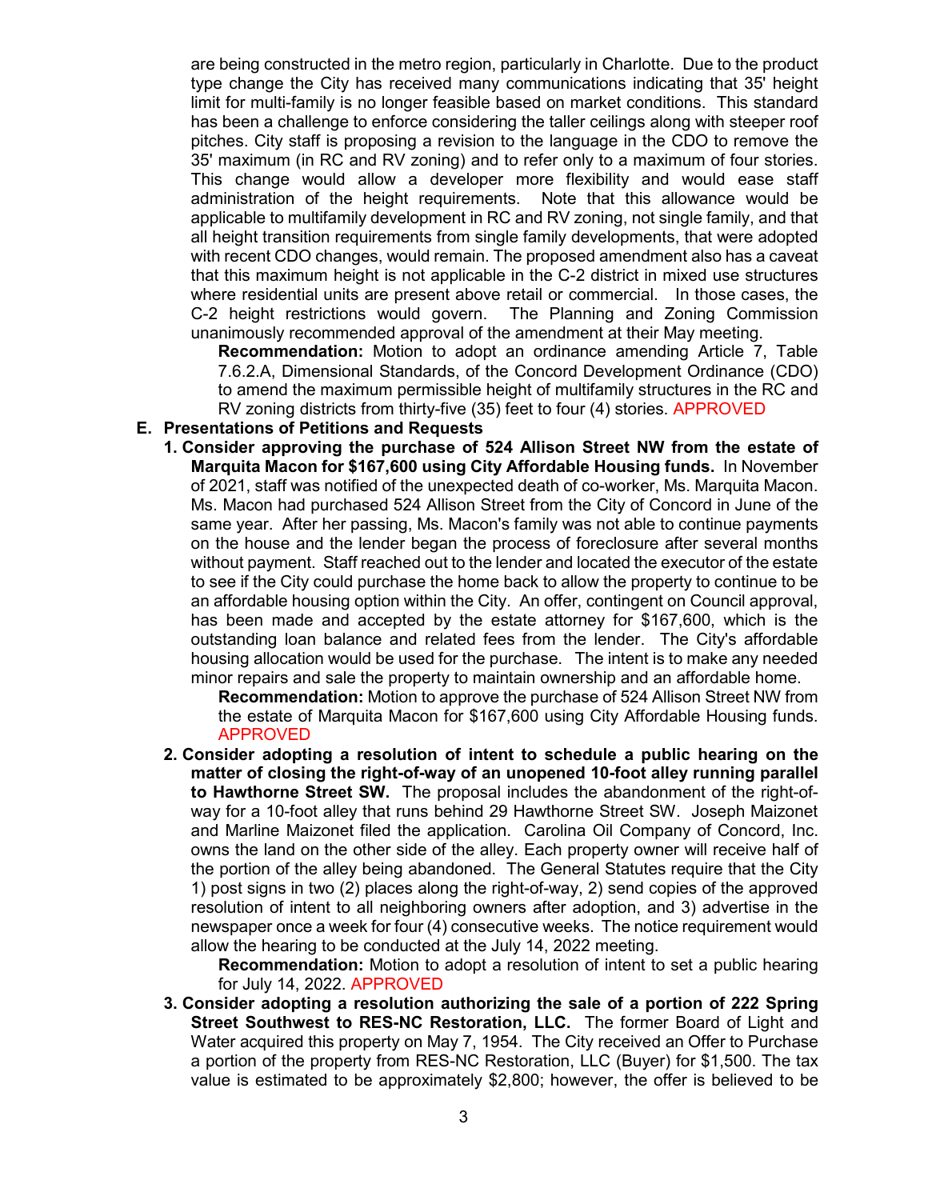are being constructed in the metro region, particularly in Charlotte. Due to the product type change the City has received many communications indicating that 35' height limit for multi-family is no longer feasible based on market conditions. This standard has been a challenge to enforce considering the taller ceilings along with steeper roof pitches. City staff is proposing a revision to the language in the CDO to remove the 35' maximum (in RC and RV zoning) and to refer only to a maximum of four stories. This change would allow a developer more flexibility and would ease staff administration of the height requirements. Note that this allowance would be applicable to multifamily development in RC and RV zoning, not single family, and that all height transition requirements from single family developments, that were adopted with recent CDO changes, would remain. The proposed amendment also has a caveat that this maximum height is not applicable in the C-2 district in mixed use structures where residential units are present above retail or commercial. In those cases, the C-2 height restrictions would govern. The Planning and Zoning Commission unanimously recommended approval of the amendment at their May meeting.

**Recommendation:** Motion to adopt an ordinance amending Article 7, Table 7.6.2.A, Dimensional Standards, of the Concord Development Ordinance (CDO) to amend the maximum permissible height of multifamily structures in the RC and RV zoning districts from thirty-five (35) feet to four (4) stories. APPROVED

**E. Presentations of Petitions and Requests**

1. **Consider approving the purchase of 524 Allison Street NW from the estate of Marquita Macon for $167,600 using City Affordable Housing funds.** In November of 2021, staff was notified of the unexpected death of co-worker, Ms. Marquita Macon. Ms. Macon had purchased 524 Allison Street from the City of Concord in June of the same year. After her passing, Ms. Macon's family was not able to continue payments on the house and the lender began the process of foreclosure after several months without payment. Staff reached out to the lender and located the executor of the estate to see if the City could purchase the home back to allow the property to continue to be an affordable housing option within the City. An offer, contingent on Council approval, has been made and accepted by the estate attorney for $167,600, which is the outstanding loan balance and related fees from the lender. The City's affordable housing allocation would be used for the purchase. The intent is to make any needed minor repairs and sale the property to maintain ownership and an affordable home.

   **Recommendation:** Motion to approve the purchase of 524 Allison Street NW from the estate of Marquita Macon for $167,600 using City Affordable Housing funds. APPROVED

2. **Consider adopting a resolution of intent to schedule a public hearing on the matter of closing the right-of-way of an unopened 10-foot alley running parallel to Hawthorne Street SW.** The proposal includes the abandonment of the right-of-way for a 10-foot alley that runs behind 29 Hawthorne Street SW. Joseph Maizonet and Marline Maizonet filed the application. Carolina Oil Company of Concord, Inc. owns the land on the other side of the alley. Each property owner will receive half of the portion of the alley being abandoned. The General Statutes require that the City 1) post signs in two (2) places along the right-of-way, 2) send copies of the approved resolution of intent to all neighboring owners after adoption, and 3) advertise in the newspaper once a week for four (4) consecutive weeks. The notice requirement would allow the hearing to be conducted at the July 14, 2022 meeting.

   **Recommendation:** Motion to adopt a resolution of intent to set a public hearing for July 14, 2022. APPROVED

3. **Consider adopting a resolution authorizing the sale of a portion of 222 Spring Street Southwest to RES-NC Restoration, LLC.** The former Board of Light and Water acquired this property on May 7, 1954. The City received an Offer to Purchase a portion of the property from RES-NC Restoration, LLC (Buyer) for $1,500. The tax value is estimated to be approximately $2,800; however, the offer is believed to be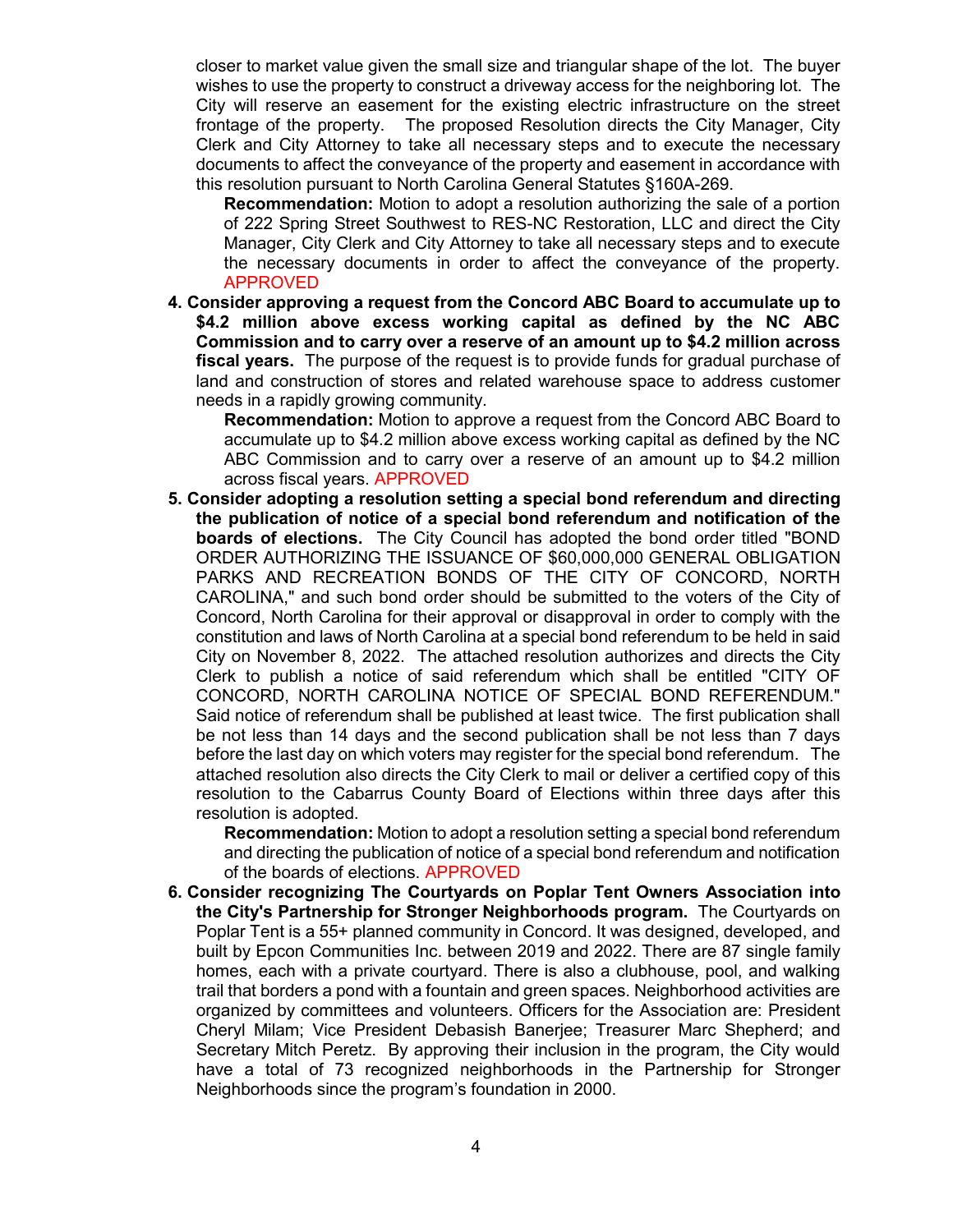closer to market value given the small size and triangular shape of the lot. The buyer wishes to use the property to construct a driveway access for the neighboring lot. The City will reserve an easement for the existing electric infrastructure on the street frontage of the property. The proposed Resolution directs the City Manager, City Clerk and City Attorney to take all necessary steps and to execute the necessary documents to affect the conveyance of the property and easement in accordance with this resolution pursuant to North Carolina General Statutes §160A-269.

**Recommendation:** Motion to adopt a resolution authorizing the sale of a portion of 222 Spring Street Southwest to RES-NC Restoration, LLC and direct the City Manager, City Clerk and City Attorney to take all necessary steps and to execute the necessary documents in order to affect the conveyance of the property. APPROVED

4. **Consider approving a request from the Concord ABC Board to accumulate up to $4.2 million above excess working capital as defined by the NC ABC Commission and to carry over a reserve of an amount up to $4.2 million across fiscal years.** The purpose of the request is to provide funds for gradual purchase of land and construction of stores and related warehouse space to address customer needs in a rapidly growing community.

   **Recommendation:** Motion to approve a request from the Concord ABC Board to accumulate up to $4.2 million above excess working capital as defined by the NC ABC Commission and to carry over a reserve of an amount up to $4.2 million across fiscal years. APPROVED

5. **Consider adopting a resolution setting a special bond referendum and directing the publication of notice of a special bond referendum and notification of the boards of elections.** The City Council has adopted the bond order titled "BOND ORDER AUTHORIZING THE ISSUANCE OF $60,000,000 GENERAL OBLIGATION PARKS AND RECREATION BONDS OF THE CITY OF CONCORD, NORTH CAROLINA," and such bond order should be submitted to the voters of the City of Concord, North Carolina for their approval or disapproval in order to comply with the constitution and laws of North Carolina at a special bond referendum to be held in said City on November 8, 2022. The attached resolution authorizes and directs the City Clerk to publish a notice of said referendum which shall be entitled "CITY OF CONCORD, NORTH CAROLINA NOTICE OF SPECIAL BOND REFERENDUM." Said notice of referendum shall be published at least twice. The first publication shall be not less than 14 days and the second publication shall be not less than 7 days before the last day on which voters may register for the special bond referendum. The attached resolution also directs the City Clerk to mail or deliver a certified copy of this resolution to the Cabarrus County Board of Elections within three days after this resolution is adopted.

   **Recommendation:** Motion to adopt a resolution setting a special bond referendum and directing the publication of notice of a special bond referendum and notification of the boards of elections. APPROVED

6. **Consider recognizing The Courtyards on Poplar Tent Owners Association into the City's Partnership for Stronger Neighborhoods program.** The Courtyards on Poplar Tent is a 55+ planned community in Concord. It was designed, developed, and built by Epcon Communities Inc. between 2019 and 2022. There are 87 single family homes, each with a private courtyard. There is also a clubhouse, pool, and walking trail that borders a pond with a fountain and green spaces. Neighborhood activities are organized by committees and volunteers. Officers for the Association are: President Cheryl Milam; Vice President Debasish Banerjee; Treasurer Marc Shepherd; and Secretary Mitch Peretz. By approving their inclusion in the program, the City would have a total of 73 recognized neighborhoods in the Partnership for Stronger Neighborhoods since the program's foundation in 2000.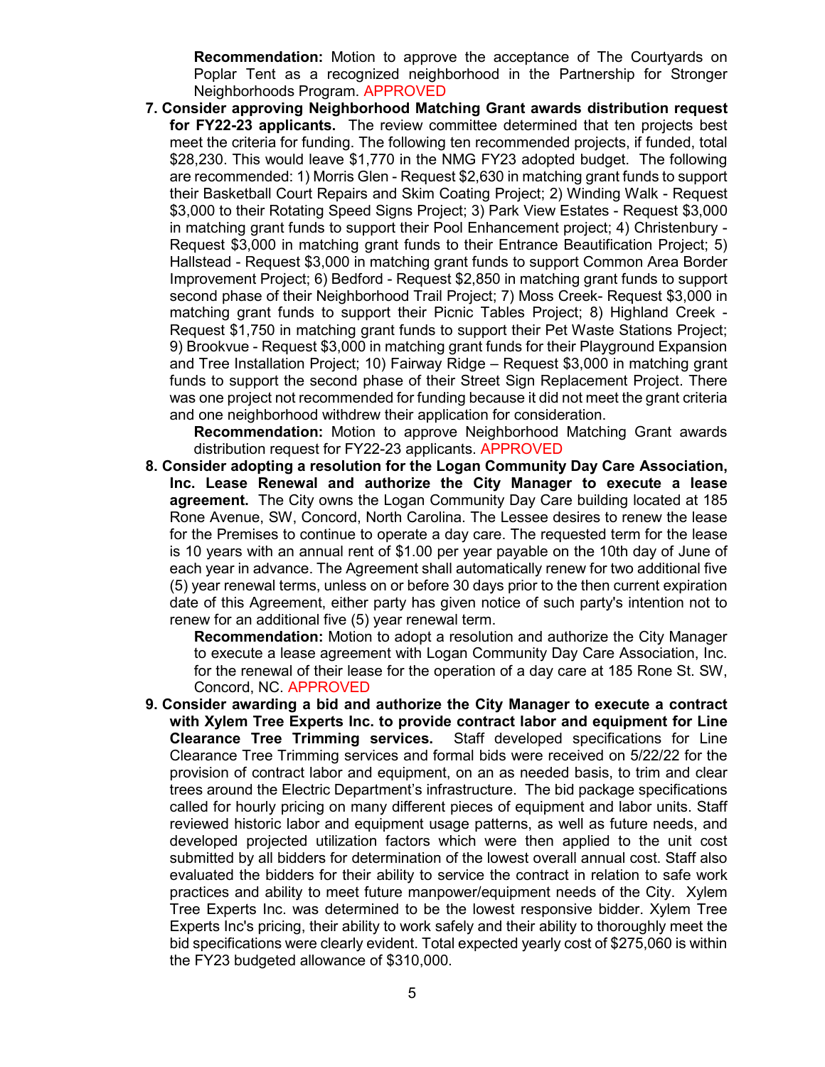**Recommendation:** Motion to approve the acceptance of The Courtyards on Poplar Tent as a recognized neighborhood in the Partnership for Stronger Neighborhoods Program. APPROVED

7. **Consider approving Neighborhood Matching Grant awards distribution request for FY22-23 applicants.** The review committee determined that ten projects best meet the criteria for funding. The following ten recommended projects, if funded, total $28,230. This would leave $1,770 in the NMG FY23 adopted budget. The following are recommended: 1) Morris Glen - Request $2,630 in matching grant funds to support their Basketball Court Repairs and Skim Coating Project; 2) Winding Walk - Request $3,000 to their Rotating Speed Signs Project; 3) Park View Estates - Request $3,000 in matching grant funds to support their Pool Enhancement project; 4) Christenbury - Request $3,000 in matching grant funds to their Entrance Beautification Project; 5) Hallstead - Request $3,000 in matching grant funds to support Common Area Border Improvement Project; 6) Bedford - Request $2,850 in matching grant funds to support second phase of their Neighborhood Trail Project; 7) Moss Creek- Request $3,000 in matching grant funds to support their Picnic Tables Project; 8) Highland Creek - Request $1,750 in matching grant funds to support their Pet Waste Stations Project; 9) Brookvue - Request $3,000 in matching grant funds for their Playground Expansion and Tree Installation Project; 10) Fairway Ridge – Request $3,000 in matching grant funds to support the second phase of their Street Sign Replacement Project. There was one project not recommended for funding because it did not meet the grant criteria and one neighborhood withdrew their application for consideration.

   **Recommendation:** Motion to approve Neighborhood Matching Grant awards distribution request for FY22-23 applicants. APPROVED

8. **Consider adopting a resolution for the Logan Community Day Care Association, Inc. Lease Renewal and authorize the City Manager to execute a lease agreement.** The City owns the Logan Community Day Care building located at 185 Rone Avenue, SW, Concord, North Carolina. The Lessee desires to renew the lease for the Premises to continue to operate a day care. The requested term for the lease is 10 years with an annual rent of $1.00 per year payable on the 10th day of June of each year in advance. The Agreement shall automatically renew for two additional five (5) year renewal terms, unless on or before 30 days prior to the then current expiration date of this Agreement, either party has given notice of such party's intention not to renew for an additional five (5) year renewal term.

   **Recommendation:** Motion to adopt a resolution and authorize the City Manager to execute a lease agreement with Logan Community Day Care Association, Inc. for the renewal of their lease for the operation of a day care at 185 Rone St. SW, Concord, NC. APPROVED

9. **Consider awarding a bid and authorize the City Manager to execute a contract with Xylem Tree Experts Inc. to provide contract labor and equipment for Line Clearance Tree Trimming services.** Staff developed specifications for Line Clearance Tree Trimming services and formal bids were received on 5/22/22 for the provision of contract labor and equipment, on an as needed basis, to trim and clear trees around the Electric Department's infrastructure. The bid package specifications called for hourly pricing on many different pieces of equipment and labor units. Staff reviewed historic labor and equipment usage patterns, as well as future needs, and developed projected utilization factors which were then applied to the unit cost submitted by all bidders for determination of the lowest overall annual cost. Staff also evaluated the bidders for their ability to service the contract in relation to safe work practices and ability to meet future manpower/equipment needs of the City. Xylem Tree Experts Inc. was determined to be the lowest responsive bidder. Xylem Tree Experts Inc's pricing, their ability to work safely and their ability to thoroughly meet the bid specifications were clearly evident. Total expected yearly cost of $275,060 is within the FY23 budgeted allowance of $310,000.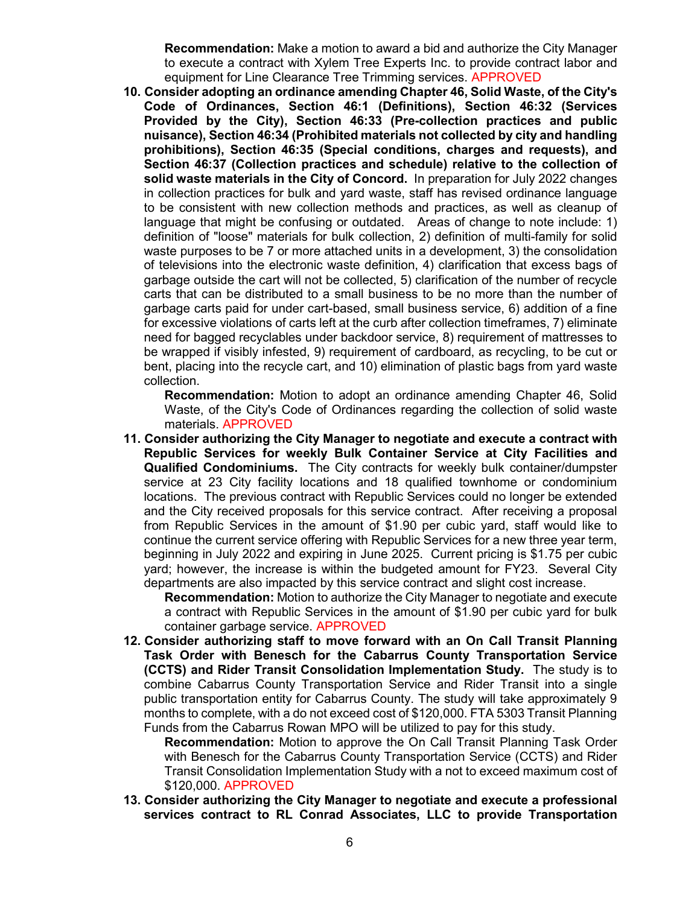**Recommendation:** Make a motion to award a bid and authorize the City Manager to execute a contract with Xylem Tree Experts Inc. to provide contract labor and equipment for Line Clearance Tree Trimming services. APPROVED

10. **Consider adopting an ordinance amending Chapter 46, Solid Waste, of the City's Code of Ordinances, Section 46:1 (Definitions), Section 46:32 (Services Provided by the City), Section 46:33 (Pre-collection practices and public nuisance), Section 46:34 (Prohibited materials not collected by city and handling prohibitions), Section 46:35 (Special conditions, charges and requests), and Section 46:37 (Collection practices and schedule) relative to the collection of solid waste materials in the City of Concord.** In preparation for July 2022 changes in collection practices for bulk and yard waste, staff has revised ordinance language to be consistent with new collection methods and practices, as well as cleanup of language that might be confusing or outdated. Areas of change to note include: 1) definition of "loose" materials for bulk collection, 2) definition of multi-family for solid waste purposes to be 7 or more attached units in a development, 3) the consolidation of televisions into the electronic waste definition, 4) clarification that excess bags of garbage outside the cart will not be collected, 5) clarification of the number of recycle carts that can be distributed to a small business to be no more than the number of garbage carts paid for under cart-based, small business service, 6) addition of a fine for excessive violations of carts left at the curb after collection timeframes, 7) eliminate need for bagged recyclables under backdoor service, 8) requirement of mattresses to be wrapped if visibly infested, 9) requirement of cardboard, as recycling, to be cut or bent, placing into the recycle cart, and 10) elimination of plastic bags from yard waste collection.

    **Recommendation:** Motion to adopt an ordinance amending Chapter 46, Solid Waste, of the City's Code of Ordinances regarding the collection of solid waste materials. APPROVED

11. **Consider authorizing the City Manager to negotiate and execute a contract with Republic Services for weekly Bulk Container Service at City Facilities and Qualified Condominiums.** The City contracts for weekly bulk container/dumpster service at 23 City facility locations and 18 qualified townhome or condominium locations. The previous contract with Republic Services could no longer be extended and the City received proposals for this service contract. After receiving a proposal from Republic Services in the amount of $1.90 per cubic yard, staff would like to continue the current service offering with Republic Services for a new three year term, beginning in July 2022 and expiring in June 2025. Current pricing is $1.75 per cubic yard; however, the increase is within the budgeted amount for FY23. Several City departments are also impacted by this service contract and slight cost increase.

    **Recommendation:** Motion to authorize the City Manager to negotiate and execute a contract with Republic Services in the amount of $1.90 per cubic yard for bulk container garbage service. APPROVED

12. **Consider authorizing staff to move forward with an On Call Transit Planning Task Order with Benesch for the Cabarrus County Transportation Service (CCTS) and Rider Transit Consolidation Implementation Study.** The study is to combine Cabarrus County Transportation Service and Rider Transit into a single public transportation entity for Cabarrus County. The study will take approximately 9 months to complete, with a do not exceed cost of $120,000. FTA 5303 Transit Planning Funds from the Cabarrus Rowan MPO will be utilized to pay for this study.

    **Recommendation:** Motion to approve the On Call Transit Planning Task Order with Benesch for the Cabarrus County Transportation Service (CCTS) and Rider Transit Consolidation Implementation Study with a not to exceed maximum cost of $120,000. APPROVED

13. **Consider authorizing the City Manager to negotiate and execute a professional services contract to RL Conrad Associates, LLC to provide Transportation**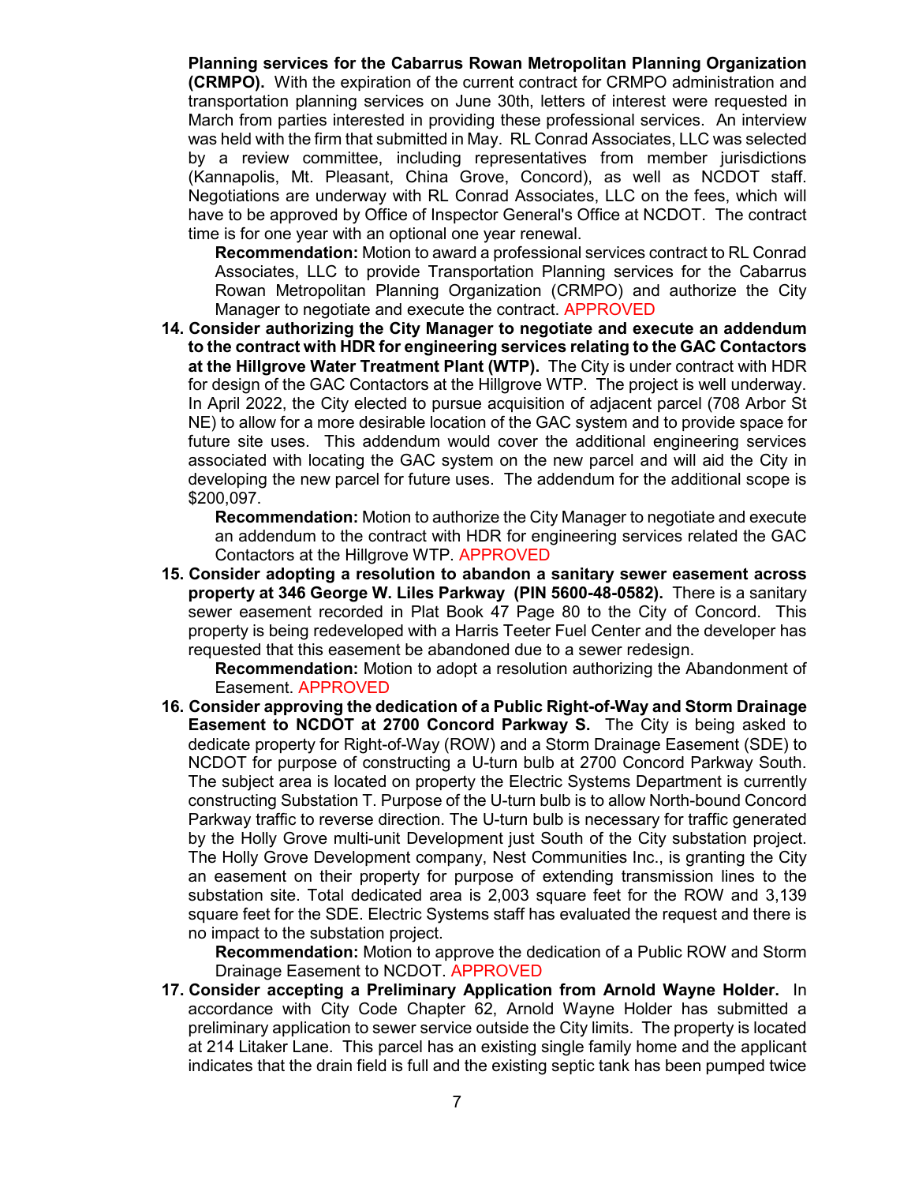**Planning services for the Cabarrus Rowan Metropolitan Planning Organization (CRMPO).** With the expiration of the current contract for CRMPO administration and transportation planning services on June 30th, letters of interest were requested in March from parties interested in providing these professional services. An interview was held with the firm that submitted in May. RL Conrad Associates, LLC was selected by a review committee, including representatives from member jurisdictions (Kannapolis, Mt. Pleasant, China Grove, Concord), as well as NCDOT staff. Negotiations are underway with RL Conrad Associates, LLC on the fees, which will have to be approved by Office of Inspector General's Office at NCDOT. The contract time is for one year with an optional one year renewal.

**Recommendation:** Motion to award a professional services contract to RL Conrad Associates, LLC to provide Transportation Planning services for the Cabarrus Rowan Metropolitan Planning Organization (CRMPO) and authorize the City Manager to negotiate and execute the contract. APPROVED

14. **Consider authorizing the City Manager to negotiate and execute an addendum to the contract with HDR for engineering services relating to the GAC Contactors at the Hillgrove Water Treatment Plant (WTP).** The City is under contract with HDR for design of the GAC Contactors at the Hillgrove WTP. The project is well underway. In April 2022, the City elected to pursue acquisition of adjacent parcel (708 Arbor St NE) to allow for a more desirable location of the GAC system and to provide space for future site uses. This addendum would cover the additional engineering services associated with locating the GAC system on the new parcel and will aid the City in developing the new parcel for future uses. The addendum for the additional scope is $200,097.

    **Recommendation:** Motion to authorize the City Manager to negotiate and execute an addendum to the contract with HDR for engineering services related the GAC Contactors at the Hillgrove WTP. APPROVED

15. **Consider adopting a resolution to abandon a sanitary sewer easement across property at 346 George W. Liles Parkway (PIN 5600-48-0582).** There is a sanitary sewer easement recorded in Plat Book 47 Page 80 to the City of Concord. This property is being redeveloped with a Harris Teeter Fuel Center and the developer has requested that this easement be abandoned due to a sewer redesign.

    **Recommendation:** Motion to adopt a resolution authorizing the Abandonment of Easement. APPROVED

16. **Consider approving the dedication of a Public Right-of-Way and Storm Drainage Easement to NCDOT at 2700 Concord Parkway S.** The City is being asked to dedicate property for Right-of-Way (ROW) and a Storm Drainage Easement (SDE) to NCDOT for purpose of constructing a U-turn bulb at 2700 Concord Parkway South. The subject area is located on property the Electric Systems Department is currently constructing Substation T. Purpose of the U-turn bulb is to allow North-bound Concord Parkway traffic to reverse direction. The U-turn bulb is necessary for traffic generated by the Holly Grove multi-unit Development just South of the City substation project. The Holly Grove Development company, Nest Communities Inc., is granting the City an easement on their property for purpose of extending transmission lines to the substation site. Total dedicated area is 2,003 square feet for the ROW and 3,139 square feet for the SDE. Electric Systems staff has evaluated the request and there is no impact to the substation project.

    **Recommendation:** Motion to approve the dedication of a Public ROW and Storm Drainage Easement to NCDOT. APPROVED

17. **Consider accepting a Preliminary Application from Arnold Wayne Holder.** In accordance with City Code Chapter 62, Arnold Wayne Holder has submitted a preliminary application to sewer service outside the City limits. The property is located at 214 Litaker Lane. This parcel has an existing single family home and the applicant indicates that the drain field is full and the existing septic tank has been pumped twice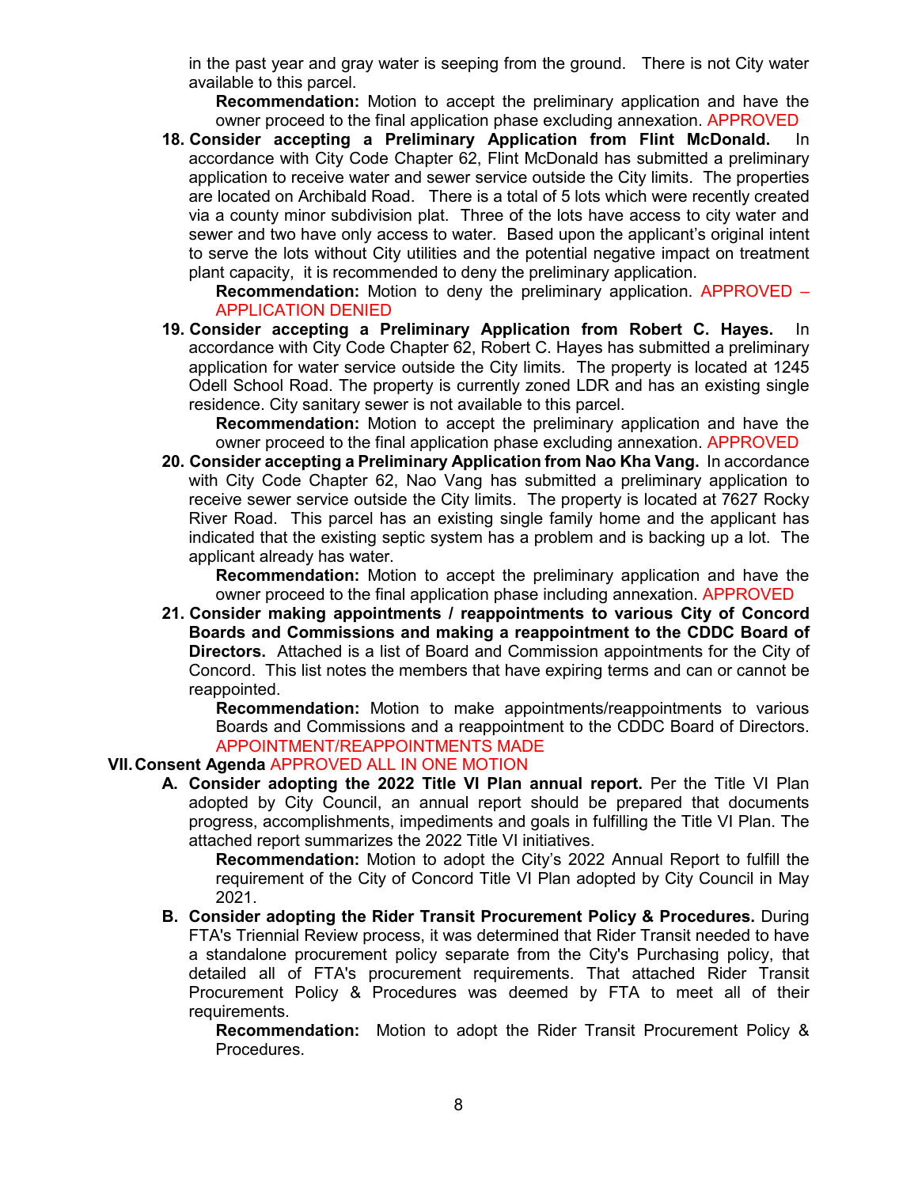in the past year and gray water is seeping from the ground. There is not City water available to this parcel.

**Recommendation:** Motion to accept the preliminary application and have the owner proceed to the final application phase excluding annexation. APPROVED

18. **Consider accepting a Preliminary Application from Flint McDonald.** In accordance with City Code Chapter 62, Flint McDonald has submitted a preliminary application to receive water and sewer service outside the City limits. The properties are located on Archibald Road. There is a total of 5 lots which were recently created via a county minor subdivision plat. Three of the lots have access to city water and sewer and two have only access to water. Based upon the applicant's original intent to serve the lots without City utilities and the potential negative impact on treatment plant capacity, it is recommended to deny the preliminary application.

    **Recommendation:** Motion to deny the preliminary application. APPROVED – APPLICATION DENIED

19. **Consider accepting a Preliminary Application from Robert C. Hayes.** In accordance with City Code Chapter 62, Robert C. Hayes has submitted a preliminary application for water service outside the City limits. The property is located at 1245 Odell School Road. The property is currently zoned LDR and has an existing single residence. City sanitary sewer is not available to this parcel.

    **Recommendation:** Motion to accept the preliminary application and have the owner proceed to the final application phase excluding annexation. APPROVED

20. **Consider accepting a Preliminary Application from Nao Kha Vang.** In accordance with City Code Chapter 62, Nao Vang has submitted a preliminary application to receive sewer service outside the City limits. The property is located at 7627 Rocky River Road. This parcel has an existing single family home and the applicant has indicated that the existing septic system has a problem and is backing up a lot. The applicant already has water.

    **Recommendation:** Motion to accept the preliminary application and have the owner proceed to the final application phase including annexation. APPROVED

21. **Consider making appointments / reappointments to various City of Concord Boards and Commissions and making a reappointment to the CDDC Board of Directors.** Attached is a list of Board and Commission appointments for the City of Concord. This list notes the members that have expiring terms and can or cannot be reappointed.

    **Recommendation:** Motion to make appointments/reappointments to various Boards and Commissions and a reappointment to the CDDC Board of Directors. APPOINTMENT/REAPPOINTMENTS MADE

## VII. Consent Agenda APPROVED ALL IN ONE MOTION

A. **Consider adopting the 2022 Title VI Plan annual report.** Per the Title VI Plan adopted by City Council, an annual report should be prepared that documents progress, accomplishments, impediments and goals in fulfilling the Title VI Plan. The attached report summarizes the 2022 Title VI initiatives.

   **Recommendation:** Motion to adopt the City's 2022 Annual Report to fulfill the requirement of the City of Concord Title VI Plan adopted by City Council in May 2021.

B. **Consider adopting the Rider Transit Procurement Policy & Procedures.** During FTA's Triennial Review process, it was determined that Rider Transit needed to have a standalone procurement policy separate from the City's Purchasing policy, that detailed all of FTA's procurement requirements. That attached Rider Transit Procurement Policy & Procedures was deemed by FTA to meet all of their requirements.

   **Recommendation:** Motion to adopt the Rider Transit Procurement Policy & Procedures.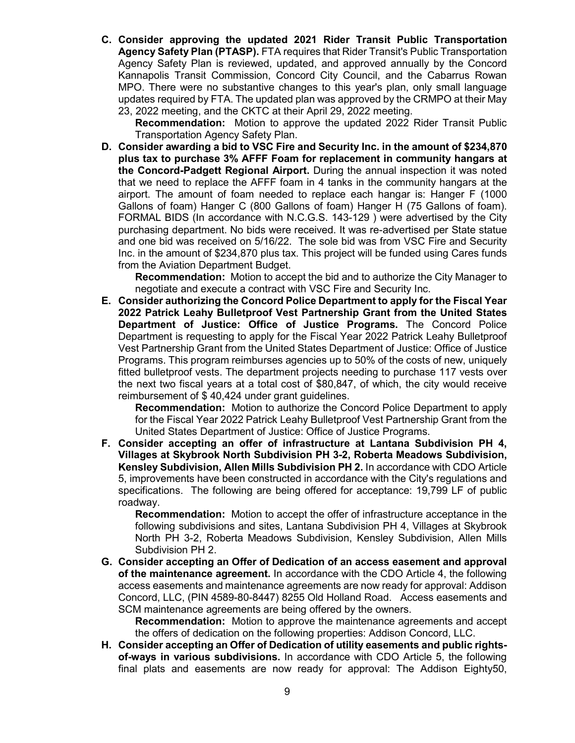**C. Consider approving the updated 2021 Rider Transit Public Transportation Agency Safety Plan (PTASP).** FTA requires that Rider Transit's Public Transportation Agency Safety Plan is reviewed, updated, and approved annually by the Concord Kannapolis Transit Commission, Concord City Council, and the Cabarrus Rowan MPO. There were no substantive changes to this year's plan, only small language updates required by FTA. The updated plan was approved by the CRMPO at their May 23, 2022 meeting, and the CKTC at their April 29, 2022 meeting.

**Recommendation:** Motion to approve the updated 2022 Rider Transit Public Transportation Agency Safety Plan.

**D. Consider awarding a bid to VSC Fire and Security Inc. in the amount of $234,870 plus tax to purchase 3% AFFF Foam for replacement in community hangars at the Concord-Padgett Regional Airport.** During the annual inspection it was noted that we need to replace the AFFF foam in 4 tanks in the community hangars at the airport. The amount of foam needed to replace each hangar is: Hanger F (1000 Gallons of foam) Hanger C (800 Gallons of foam) Hanger H (75 Gallons of foam). FORMAL BIDS (In accordance with N.C.G.S. 143-129 ) were advertised by the City purchasing department. No bids were received. It was re-advertised per State statue and one bid was received on 5/16/22. The sole bid was from VSC Fire and Security Inc. in the amount of $234,870 plus tax. This project will be funded using Cares funds from the Aviation Department Budget.

**Recommendation:** Motion to accept the bid and to authorize the City Manager to negotiate and execute a contract with VSC Fire and Security Inc.

**E. Consider authorizing the Concord Police Department to apply for the Fiscal Year 2022 Patrick Leahy Bulletproof Vest Partnership Grant from the United States Department of Justice: Office of Justice Programs.** The Concord Police Department is requesting to apply for the Fiscal Year 2022 Patrick Leahy Bulletproof Vest Partnership Grant from the United States Department of Justice: Office of Justice Programs. This program reimburses agencies up to 50% of the costs of new, uniquely fitted bulletproof vests. The department projects needing to purchase 117 vests over the next two fiscal years at a total cost of $80,847, of which, the city would receive reimbursement of $ 40,424 under grant guidelines.

**Recommendation:** Motion to authorize the Concord Police Department to apply for the Fiscal Year 2022 Patrick Leahy Bulletproof Vest Partnership Grant from the United States Department of Justice: Office of Justice Programs.

**F. Consider accepting an offer of infrastructure at Lantana Subdivision PH 4, Villages at Skybrook North Subdivision PH 3-2, Roberta Meadows Subdivision, Kensley Subdivision, Allen Mills Subdivision PH 2.** In accordance with CDO Article 5, improvements have been constructed in accordance with the City's regulations and specifications. The following are being offered for acceptance: 19,799 LF of public roadway.

**Recommendation:** Motion to accept the offer of infrastructure acceptance in the following subdivisions and sites, Lantana Subdivision PH 4, Villages at Skybrook North PH 3-2, Roberta Meadows Subdivision, Kensley Subdivision, Allen Mills Subdivision PH 2.

**G. Consider accepting an Offer of Dedication of an access easement and approval of the maintenance agreement.** In accordance with the CDO Article 4, the following access easements and maintenance agreements are now ready for approval: Addison Concord, LLC, (PIN 4589-80-8447) 8255 Old Holland Road. Access easements and SCM maintenance agreements are being offered by the owners.

**Recommendation:** Motion to approve the maintenance agreements and accept the offers of dedication on the following properties: Addison Concord, LLC.

**H. Consider accepting an Offer of Dedication of utility easements and public rights-of-ways in various subdivisions.** In accordance with CDO Article 5, the following final plats and easements are now ready for approval: The Addison Eighty50,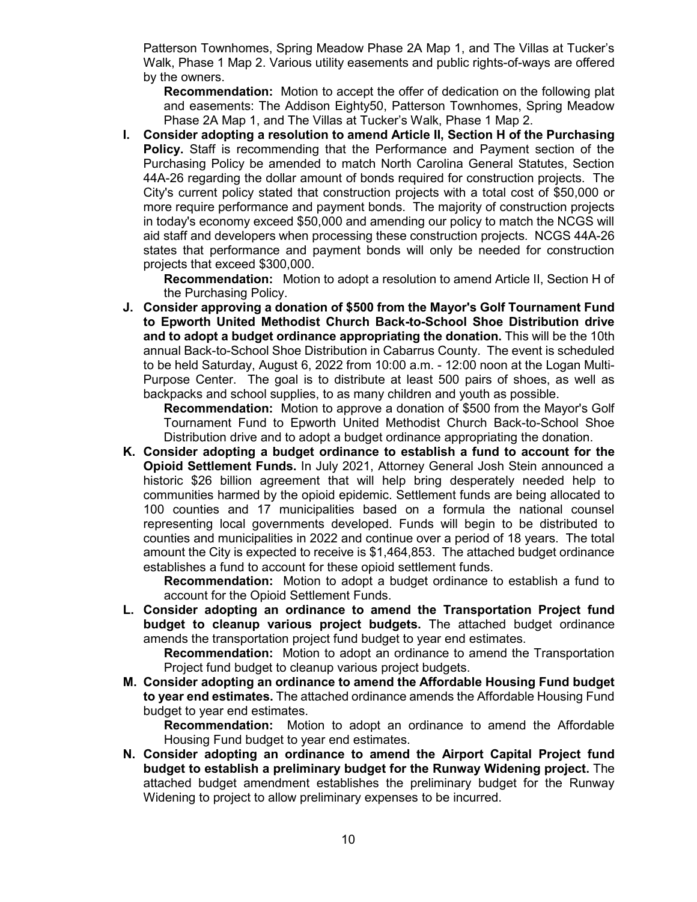Patterson Townhomes, Spring Meadow Phase 2A Map 1, and The Villas at Tucker's Walk, Phase 1 Map 2. Various utility easements and public rights-of-ways are offered by the owners.

**Recommendation:** Motion to accept the offer of dedication on the following plat and easements: The Addison Eighty50, Patterson Townhomes, Spring Meadow Phase 2A Map 1, and The Villas at Tucker's Walk, Phase 1 Map 2.

**I. Consider adopting a resolution to amend Article II, Section H of the Purchasing Policy.** Staff is recommending that the Performance and Payment section of the Purchasing Policy be amended to match North Carolina General Statutes, Section 44A-26 regarding the dollar amount of bonds required for construction projects. The City's current policy stated that construction projects with a total cost of $50,000 or more require performance and payment bonds. The majority of construction projects in today's economy exceed $50,000 and amending our policy to match the NCGS will aid staff and developers when processing these construction projects. NCGS 44A-26 states that performance and payment bonds will only be needed for construction projects that exceed $300,000.

**Recommendation:** Motion to adopt a resolution to amend Article II, Section H of the Purchasing Policy.

**J. Consider approving a donation of $500 from the Mayor's Golf Tournament Fund to Epworth United Methodist Church Back-to-School Shoe Distribution drive and to adopt a budget ordinance appropriating the donation.** This will be the 10th annual Back-to-School Shoe Distribution in Cabarrus County. The event is scheduled to be held Saturday, August 6, 2022 from 10:00 a.m. - 12:00 noon at the Logan Multi-Purpose Center. The goal is to distribute at least 500 pairs of shoes, as well as backpacks and school supplies, to as many children and youth as possible.

**Recommendation:** Motion to approve a donation of $500 from the Mayor's Golf Tournament Fund to Epworth United Methodist Church Back-to-School Shoe Distribution drive and to adopt a budget ordinance appropriating the donation.

**K. Consider adopting a budget ordinance to establish a fund to account for the Opioid Settlement Funds.** In July 2021, Attorney General Josh Stein announced a historic $26 billion agreement that will help bring desperately needed help to communities harmed by the opioid epidemic. Settlement funds are being allocated to 100 counties and 17 municipalities based on a formula the national counsel representing local governments developed. Funds will begin to be distributed to counties and municipalities in 2022 and continue over a period of 18 years. The total amount the City is expected to receive is $1,464,853. The attached budget ordinance establishes a fund to account for these opioid settlement funds.

**Recommendation:** Motion to adopt a budget ordinance to establish a fund to account for the Opioid Settlement Funds.

**L. Consider adopting an ordinance to amend the Transportation Project fund budget to cleanup various project budgets.** The attached budget ordinance amends the transportation project fund budget to year end estimates.

**Recommendation:** Motion to adopt an ordinance to amend the Transportation Project fund budget to cleanup various project budgets.

**M. Consider adopting an ordinance to amend the Affordable Housing Fund budget to year end estimates.** The attached ordinance amends the Affordable Housing Fund budget to year end estimates.

**Recommendation:** Motion to adopt an ordinance to amend the Affordable Housing Fund budget to year end estimates.

**N. Consider adopting an ordinance to amend the Airport Capital Project fund budget to establish a preliminary budget for the Runway Widening project.** The attached budget amendment establishes the preliminary budget for the Runway Widening to project to allow preliminary expenses to be incurred.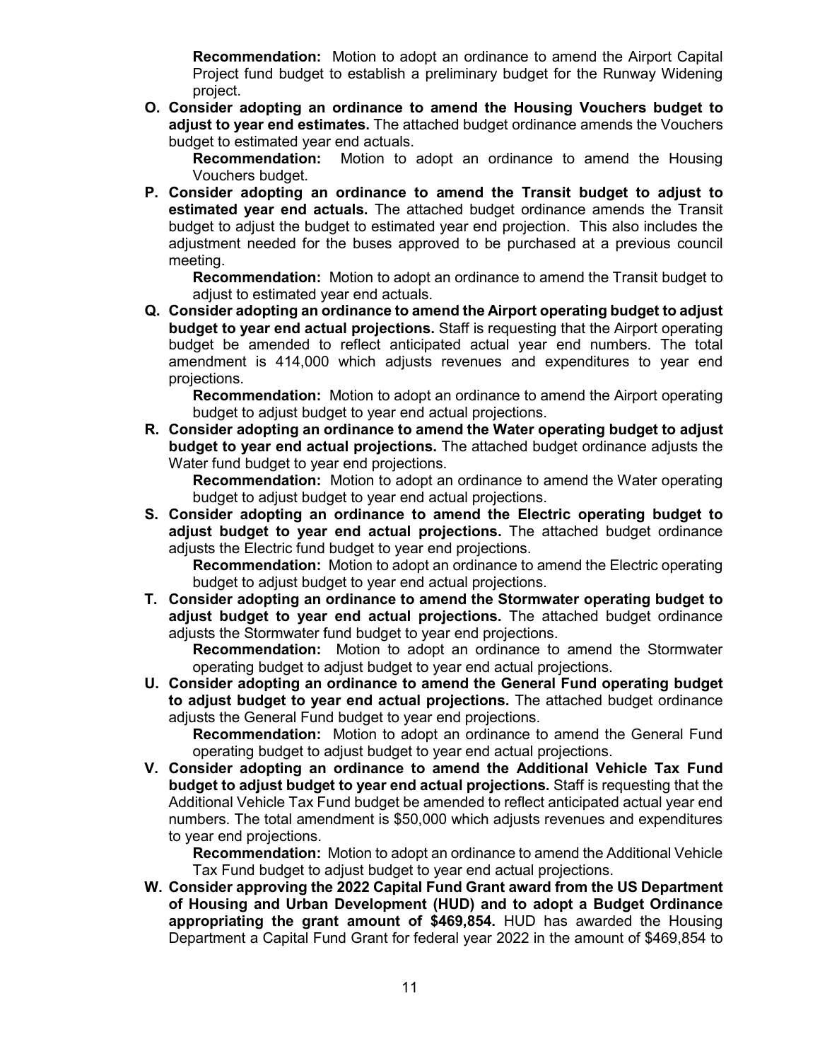**Recommendation:** Motion to adopt an ordinance to amend the Airport Capital Project fund budget to establish a preliminary budget for the Runway Widening project.

**O. Consider adopting an ordinance to amend the Housing Vouchers budget to adjust to year end estimates.** The attached budget ordinance amends the Vouchers budget to estimated year end actuals.

**Recommendation:** Motion to adopt an ordinance to amend the Housing Vouchers budget.

**P. Consider adopting an ordinance to amend the Transit budget to adjust to estimated year end actuals.** The attached budget ordinance amends the Transit budget to adjust the budget to estimated year end projection. This also includes the adjustment needed for the buses approved to be purchased at a previous council meeting.

**Recommendation:** Motion to adopt an ordinance to amend the Transit budget to adjust to estimated year end actuals.

**Q. Consider adopting an ordinance to amend the Airport operating budget to adjust budget to year end actual projections.** Staff is requesting that the Airport operating budget be amended to reflect anticipated actual year end numbers. The total amendment is 414,000 which adjusts revenues and expenditures to year end projections.

**Recommendation:** Motion to adopt an ordinance to amend the Airport operating budget to adjust budget to year end actual projections.

**R. Consider adopting an ordinance to amend the Water operating budget to adjust budget to year end actual projections.** The attached budget ordinance adjusts the Water fund budget to year end projections.

**Recommendation:** Motion to adopt an ordinance to amend the Water operating budget to adjust budget to year end actual projections.

**S. Consider adopting an ordinance to amend the Electric operating budget to adjust budget to year end actual projections.** The attached budget ordinance adjusts the Electric fund budget to year end projections.

**Recommendation:** Motion to adopt an ordinance to amend the Electric operating budget to adjust budget to year end actual projections.

**T. Consider adopting an ordinance to amend the Stormwater operating budget to adjust budget to year end actual projections.** The attached budget ordinance adjusts the Stormwater fund budget to year end projections.

**Recommendation:** Motion to adopt an ordinance to amend the Stormwater operating budget to adjust budget to year end actual projections.

**U. Consider adopting an ordinance to amend the General Fund operating budget to adjust budget to year end actual projections.** The attached budget ordinance adjusts the General Fund budget to year end projections.

**Recommendation:** Motion to adopt an ordinance to amend the General Fund operating budget to adjust budget to year end actual projections.

**V. Consider adopting an ordinance to amend the Additional Vehicle Tax Fund budget to adjust budget to year end actual projections.** Staff is requesting that the Additional Vehicle Tax Fund budget be amended to reflect anticipated actual year end numbers. The total amendment is $50,000 which adjusts revenues and expenditures to year end projections.

**Recommendation:** Motion to adopt an ordinance to amend the Additional Vehicle Tax Fund budget to adjust budget to year end actual projections.

**W. Consider approving the 2022 Capital Fund Grant award from the US Department of Housing and Urban Development (HUD) and to adopt a Budget Ordinance appropriating the grant amount of $469,854.** HUD has awarded the Housing Department a Capital Fund Grant for federal year 2022 in the amount of $469,854 to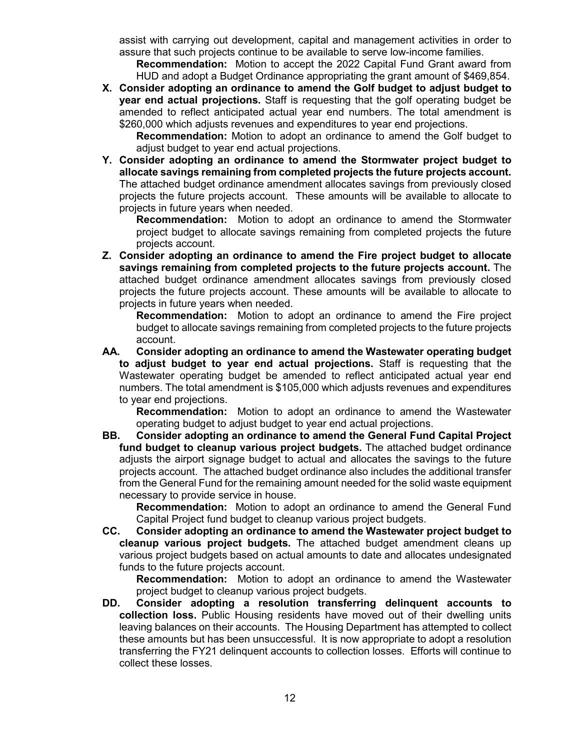assist with carrying out development, capital and management activities in order to assure that such projects continue to be available to serve low-income families.

**Recommendation:** Motion to accept the 2022 Capital Fund Grant award from HUD and adopt a Budget Ordinance appropriating the grant amount of $469,854.

**X. Consider adopting an ordinance to amend the Golf budget to adjust budget to year end actual projections.** Staff is requesting that the golf operating budget be amended to reflect anticipated actual year end numbers. The total amendment is $260,000 which adjusts revenues and expenditures to year end projections.

**Recommendation:** Motion to adopt an ordinance to amend the Golf budget to adjust budget to year end actual projections.

**Y. Consider adopting an ordinance to amend the Stormwater project budget to allocate savings remaining from completed projects the future projects account.** The attached budget ordinance amendment allocates savings from previously closed projects the future projects account. These amounts will be available to allocate to projects in future years when needed.

**Recommendation:** Motion to adopt an ordinance to amend the Stormwater project budget to allocate savings remaining from completed projects the future projects account.

**Z. Consider adopting an ordinance to amend the Fire project budget to allocate savings remaining from completed projects to the future projects account.** The attached budget ordinance amendment allocates savings from previously closed projects the future projects account. These amounts will be available to allocate to projects in future years when needed.

**Recommendation:** Motion to adopt an ordinance to amend the Fire project budget to allocate savings remaining from completed projects to the future projects account.

**AA. Consider adopting an ordinance to amend the Wastewater operating budget to adjust budget to year end actual projections.** Staff is requesting that the Wastewater operating budget be amended to reflect anticipated actual year end numbers. The total amendment is $105,000 which adjusts revenues and expenditures to year end projections.

**Recommendation:** Motion to adopt an ordinance to amend the Wastewater operating budget to adjust budget to year end actual projections.

**BB. Consider adopting an ordinance to amend the General Fund Capital Project fund budget to cleanup various project budgets.** The attached budget ordinance adjusts the airport signage budget to actual and allocates the savings to the future projects account. The attached budget ordinance also includes the additional transfer from the General Fund for the remaining amount needed for the solid waste equipment necessary to provide service in house.

**Recommendation:** Motion to adopt an ordinance to amend the General Fund Capital Project fund budget to cleanup various project budgets.

**CC. Consider adopting an ordinance to amend the Wastewater project budget to cleanup various project budgets.** The attached budget amendment cleans up various project budgets based on actual amounts to date and allocates undesignated funds to the future projects account.

**Recommendation:** Motion to adopt an ordinance to amend the Wastewater project budget to cleanup various project budgets.

**DD. Consider adopting a resolution transferring delinquent accounts to collection loss.** Public Housing residents have moved out of their dwelling units leaving balances on their accounts. The Housing Department has attempted to collect these amounts but has been unsuccessful. It is now appropriate to adopt a resolution transferring the FY21 delinquent accounts to collection losses. Efforts will continue to collect these losses.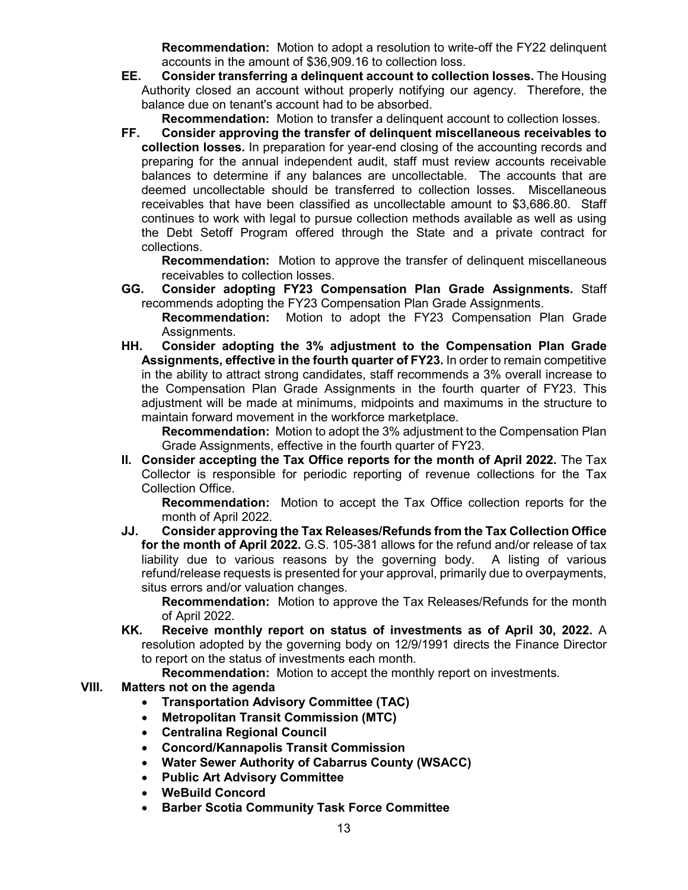**Recommendation:** Motion to adopt a resolution to write-off the FY22 delinquent accounts in the amount of $36,909.16 to collection loss.

**EE. Consider transferring a delinquent account to collection losses.** The Housing Authority closed an account without properly notifying our agency. Therefore, the balance due on tenant's account had to be absorbed.

**Recommendation:** Motion to transfer a delinquent account to collection losses.

**FF. Consider approving the transfer of delinquent miscellaneous receivables to collection losses.** In preparation for year-end closing of the accounting records and preparing for the annual independent audit, staff must review accounts receivable balances to determine if any balances are uncollectable. The accounts that are deemed uncollectable should be transferred to collection losses. Miscellaneous receivables that have been classified as uncollectable amount to $3,686.80. Staff continues to work with legal to pursue collection methods available as well as using the Debt Setoff Program offered through the State and a private contract for collections.

**Recommendation:** Motion to approve the transfer of delinquent miscellaneous receivables to collection losses.

**GG. Consider adopting FY23 Compensation Plan Grade Assignments.** Staff recommends adopting the FY23 Compensation Plan Grade Assignments.

**Recommendation:** Motion to adopt the FY23 Compensation Plan Grade Assignments.

**HH. Consider adopting the 3% adjustment to the Compensation Plan Grade Assignments, effective in the fourth quarter of FY23.** In order to remain competitive in the ability to attract strong candidates, staff recommends a 3% overall increase to the Compensation Plan Grade Assignments in the fourth quarter of FY23. This adjustment will be made at minimums, midpoints and maximums in the structure to maintain forward movement in the workforce marketplace.

**Recommendation:** Motion to adopt the 3% adjustment to the Compensation Plan Grade Assignments, effective in the fourth quarter of FY23.

**II. Consider accepting the Tax Office reports for the month of April 2022.** The Tax Collector is responsible for periodic reporting of revenue collections for the Tax Collection Office.

**Recommendation:** Motion to accept the Tax Office collection reports for the month of April 2022.

**JJ. Consider approving the Tax Releases/Refunds from the Tax Collection Office for the month of April 2022.** G.S. 105-381 allows for the refund and/or release of tax liability due to various reasons by the governing body. A listing of various refund/release requests is presented for your approval, primarily due to overpayments, situs errors and/or valuation changes.

**Recommendation:** Motion to approve the Tax Releases/Refunds for the month of April 2022.

**KK. Receive monthly report on status of investments as of April 30, 2022.** A resolution adopted by the governing body on 12/9/1991 directs the Finance Director to report on the status of investments each month.

**Recommendation:** Motion to accept the monthly report on investments.

**VIII. Matters not on the agenda**

- **Transportation Advisory Committee (TAC)**
- **Metropolitan Transit Commission (MTC)**
- **Centralina Regional Council**
- **Concord/Kannapolis Transit Commission**
- **Water Sewer Authority of Cabarrus County (WSACC)**
- **Public Art Advisory Committee**
- **WeBuild Concord**
- **Barber Scotia Community Task Force Committee**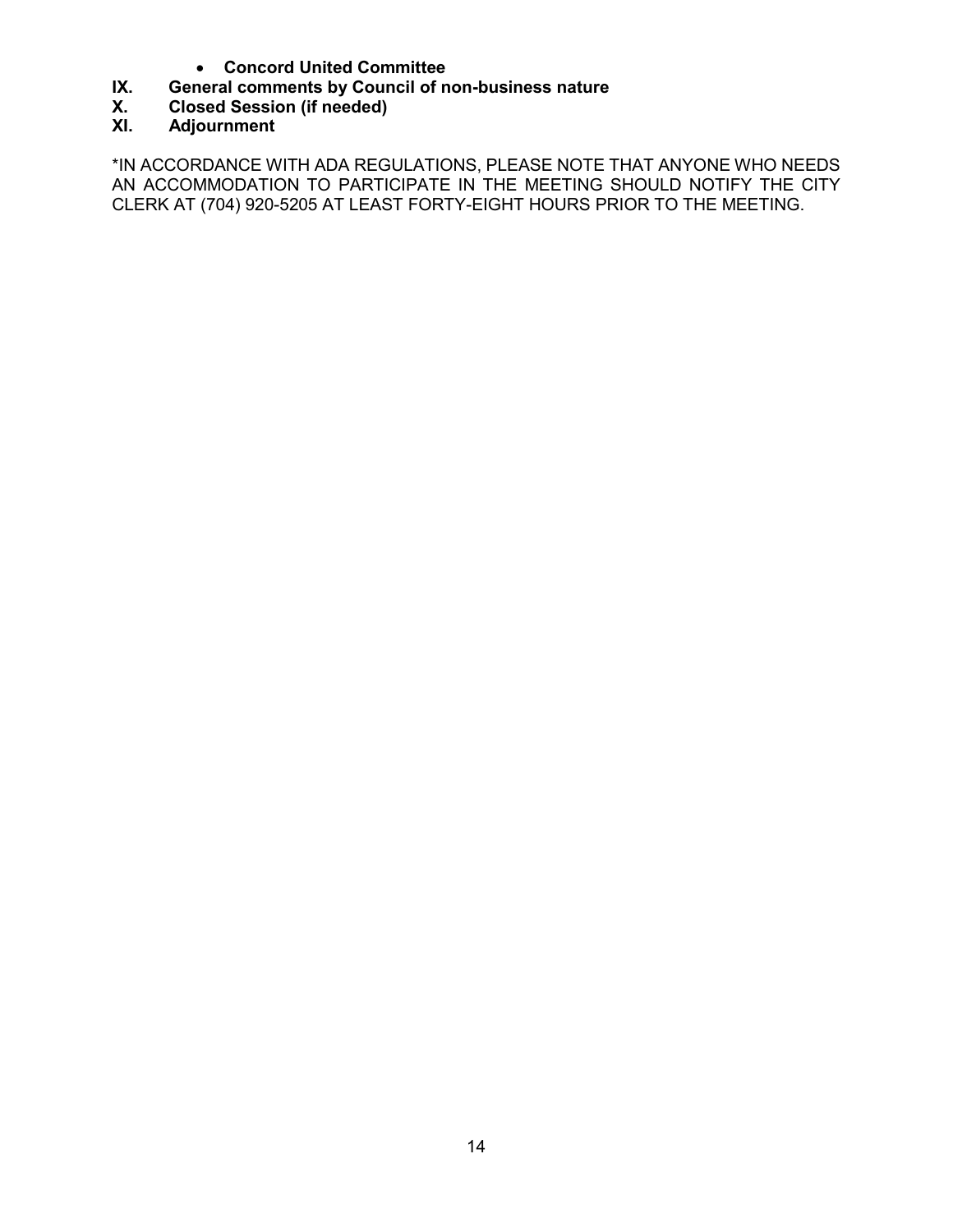- **Concord United Committee**

**IX. General comments by Council of non-business nature**

**X. Closed Session (if needed)**

**XI. Adjournment**

*IN ACCORDANCE WITH ADA REGULATIONS, PLEASE NOTE THAT ANYONE WHO NEEDS AN ACCOMMODATION TO PARTICIPATE IN THE MEETING SHOULD NOTIFY THE CITY CLERK AT (704) 920-5205 AT LEAST FORTY-EIGHT HOURS PRIOR TO THE MEETING.